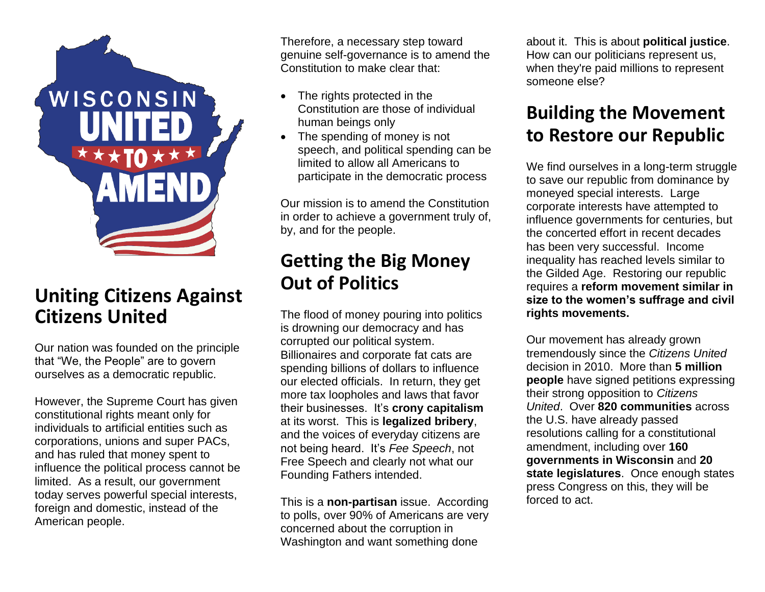WISCONSIN UNITED TO AMEND

## Uniting Citizens Against Citizens United

Our nation was founded on the principle that "We, the People" are to govern ourselves as a democratic republic.

However, the Supreme Court has given constitutional rights meant only for individuals to artificial entities such as corporations, unions and super PACs, and has ruled that money spent to influence the political process cannot be limited. As a result, our government today serves powerful special interests, foreign and domestic, instead of the American people.

Therefore, a necessary step toward genuine self-governance is to amend the Constitution to make clear that:

- The rights protected in the Constitution are those of individual human beings only
- The spending of money is not speech, and political spending can be limited to allow all Americans to participate in the democratic process

Our mission is to amend the Constitution in order to achieve a government truly of, by, and for the people.

## Getting the Big Money Out of Politics

The flood of money pouring into politics is drowning our democracy and has corrupted our political system. Billionaires and corporate fat cats are spending billions of dollars to influence our elected officials. In return, they get more tax loopholes and laws that favor their businesses. It's **crony capitalism** at its worst. This is **legalized bribery**, and the voices of everyday citizens are not being heard. It's *Fee Speech*, not Free Speech and clearly not what our Founding Fathers intended.

This is a **non-partisan** issue. According to polls, over 90% of Americans are very concerned about the corruption in Washington and want something done about it. This is about **political justice**. How can our politicians represent us, when they're paid millions to represent someone else?

## Building the Movement to Restore our Republic

We find ourselves in a long-term struggle to save our republic from dominance by moneyed special interests. Large corporate interests have attempted to influence governments for centuries, but the concerted effort in recent decades has been very successful. Income inequality has reached levels similar to the Gilded Age. Restoring our republic requires a **reform movement similar in size to the women's suffrage and civil rights movements.**

Our movement has already grown tremendously since the *Citizens United* decision in 2010. More than **5 million people** have signed petitions expressing their strong opposition to *Citizens United*. Over **820 communities** across the U.S. have already passed resolutions calling for a constitutional amendment, including over **160 governments in Wisconsin** and **20 state legislatures**. Once enough states press Congress on this, they will be forced to act.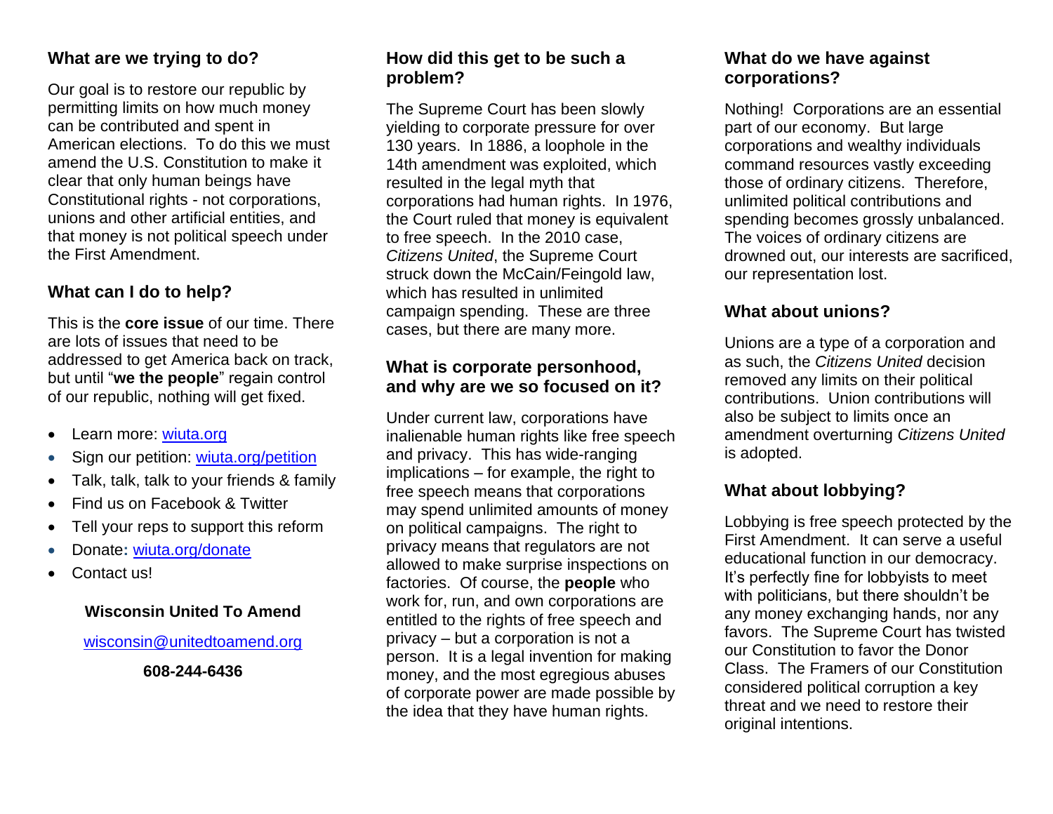## What are we trying to do?

Our goal is to restore our republic by permitting limits on how much money can be contributed and spent in American elections. To do this we must amend the U.S. Constitution to make it clear that only human beings have Constitutional rights - not corporations, unions and other artificial entities, and that money is not political speech under the First Amendment.

## What can I do to help?

This is the **core issue** of our time. There are lots of issues that need to be addressed to get America back on track, but until "**we the people**" regain control of our republic, nothing will get fixed.

- Learn more: wiuta.org
- Sign our petition: wiuta.org/petition
- Talk, talk, talk to your friends & family
- Find us on Facebook & Twitter
- Tell your reps to support this reform
- Donate**:** wiuta.org/donate
- Contact us!

**Wisconsin United To Amend**

wisconsin@unitedtoamend.org

**608-244-6436**

## How did this get to be such a problem?

The Supreme Court has been slowly yielding to corporate pressure for over 130 years. In 1886, a loophole in the 14th amendment was exploited, which resulted in the legal myth that corporations had human rights. In 1976, the Court ruled that money is equivalent to free speech. In the 2010 case, *Citizens United*, the Supreme Court struck down the McCain/Feingold law, which has resulted in unlimited campaign spending. These are three cases, but there are many more.

## What is corporate personhood, and why are we so focused on it?

Under current law, corporations have inalienable human rights like free speech and privacy. This has wide-ranging implications – for example, the right to free speech means that corporations may spend unlimited amounts of money on political campaigns. The right to privacy means that regulators are not allowed to make surprise inspections on factories. Of course, the **people** who work for, run, and own corporations are entitled to the rights of free speech and privacy – but a corporation is not a person. It is a legal invention for making money, and the most egregious abuses of corporate power are made possible by the idea that they have human rights.

## What do we have against corporations?

Nothing! Corporations are an essential part of our economy. But large corporations and wealthy individuals command resources vastly exceeding those of ordinary citizens. Therefore, unlimited political contributions and spending becomes grossly unbalanced. The voices of ordinary citizens are drowned out, our interests are sacrificed, our representation lost.

## What about unions?

Unions are a type of a corporation and as such, the *Citizens United* decision removed any limits on their political contributions. Union contributions will also be subject to limits once an amendment overturning *Citizens United* is adopted.

## What about lobbying?

Lobbying is free speech protected by the First Amendment. It can serve a useful educational function in our democracy. It's perfectly fine for lobbyists to meet with politicians, but there shouldn't be any money exchanging hands, nor any favors. The Supreme Court has twisted our Constitution to favor the Donor Class. The Framers of our Constitution considered political corruption a key threat and we need to restore their original intentions.